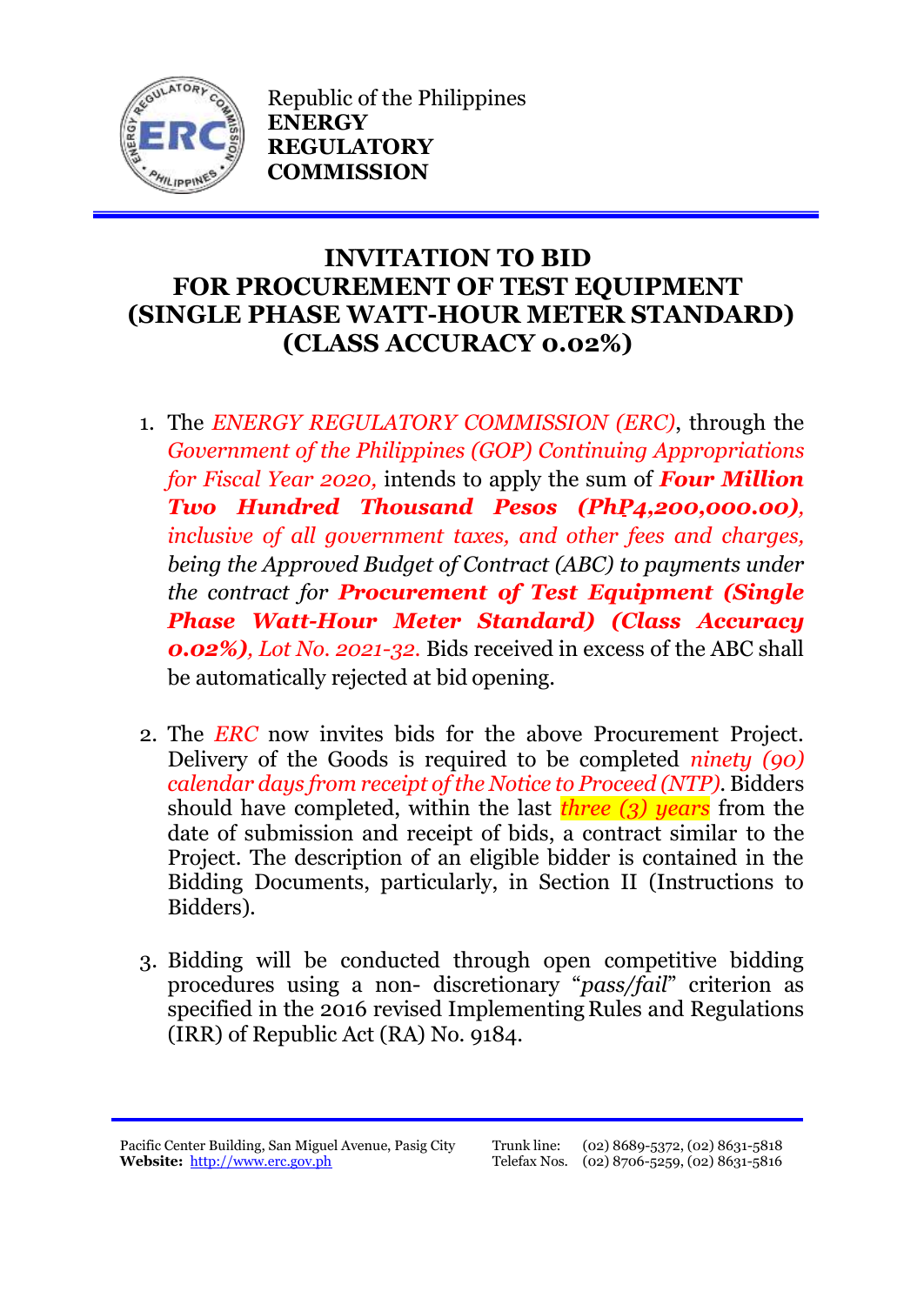Republic of the Philippines
**ENERGY REGULATORY COMMISSION**

# INVITATION TO BID FOR PROCUREMENT OF TEST EQUIPMENT (SINGLE PHASE WATT-HOUR METER STANDARD) (CLASS ACCURACY 0.02%)

1. The *ENERGY REGULATORY COMMISSION (ERC)*, through the *Government of the Philippines (GOP) Continuing Appropriations for Fiscal Year 2020,* intends to apply the sum of ***Four Million Two Hundred Thousand Pesos (PhP4,200,000.00)****, inclusive of all government taxes, and other fees and charges, being the Approved Budget of Contract (ABC) to payments under the contract for* ***Procurement of Test Equipment (Single Phase Watt-Hour Meter Standard) (Class Accuracy 0.02%)****, Lot No. 2021-32.* Bids received in excess of the ABC shall be automatically rejected at bid opening.

2. The *ERC* now invites bids for the above Procurement Project. Delivery of the Goods is required to be completed *ninety (90) calendar days from receipt of the Notice to Proceed (NTP)*. Bidders should have completed, within the last *three (3) years* from the date of submission and receipt of bids, a contract similar to the Project. The description of an eligible bidder is contained in the Bidding Documents, particularly, in Section II (Instructions to Bidders).

3. Bidding will be conducted through open competitive bidding procedures using a non- discretionary "*pass/fail*" criterion as specified in the 2016 revised Implementing Rules and Regulations (IRR) of Republic Act (RA) No. 9184.

Pacific Center Building, San Miguel Avenue, Pasig City
**Website:** http://www.erc.gov.ph

Trunk line: (02) 8689-5372, (02) 8631-5818
Telefax Nos. (02) 8706-5259, (02) 8631-5816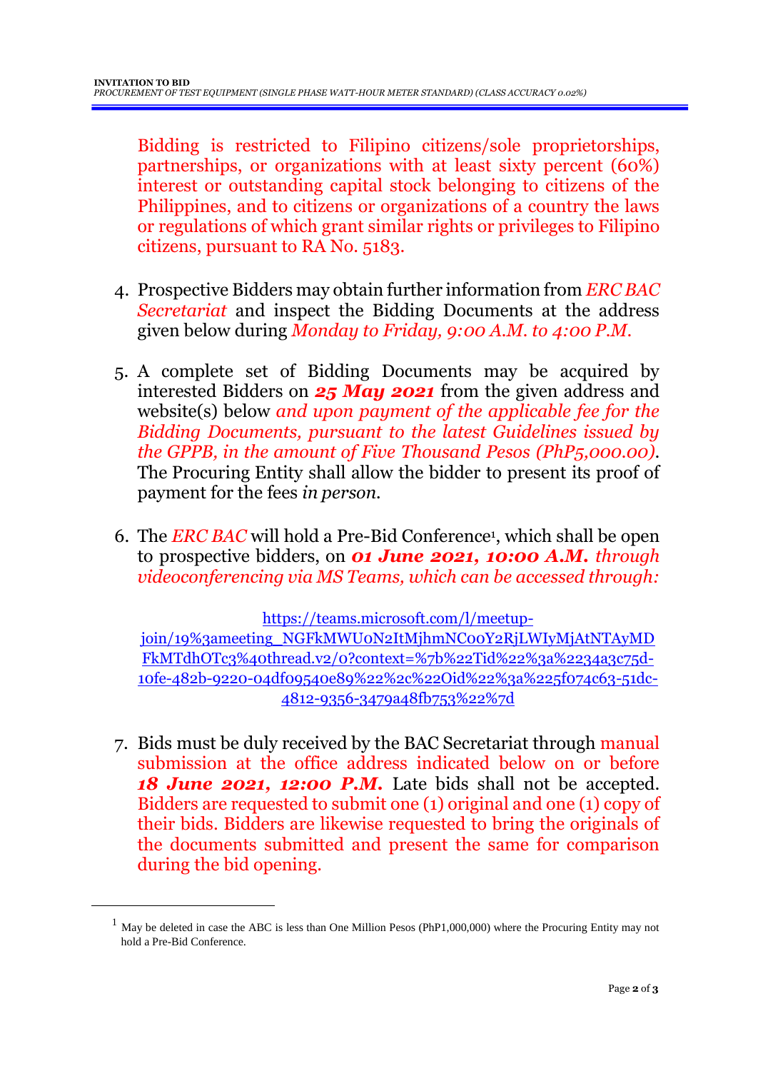Bidding is restricted to Filipino citizens/sole proprietorships, partnerships, or organizations with at least sixty percent (60%) interest or outstanding capital stock belonging to citizens of the Philippines, and to citizens or organizations of a country the laws or regulations of which grant similar rights or privileges to Filipino citizens, pursuant to RA No. 5183.

4. Prospective Bidders may obtain further information from *ERC BAC Secretariat* and inspect the Bidding Documents at the address given below during *Monday to Friday, 9:00 A.M. to 4:00 P.M.*

5. A complete set of Bidding Documents may be acquired by interested Bidders on ***25 May 2021*** from the given address and website(s) below *and upon payment of the applicable fee for the Bidding Documents, pursuant to the latest Guidelines issued by the GPPB, in the amount of Five Thousand Pesos (PhP5,000.00)*. The Procuring Entity shall allow the bidder to present its proof of payment for the fees *in person*.

6. The *ERC BAC* will hold a Pre-Bid Conference[1], which shall be open to prospective bidders, on ***01 June 2021, 10:00 A.M.*** *through videoconferencing via MS Teams, which can be accessed through:*

   https://teams.microsoft.com/l/meetup-join/19%3ameeting_NGFkMWU0N2ItMjhmNC00Y2RjLWIyMjAtNTAyMDFkMTdhOTc3%40thread.v2/0?context=%7b%22Tid%22%3a%2234a3c75d-10fe-482b-9220-04df09540e89%22%2c%22Oid%22%3a%225f074c63-51dc-4812-9356-3479a48fb753%22%7d

7. Bids must be duly received by the BAC Secretariat through manual submission at the office address indicated below on or before ***18 June 2021, 12:00 P.M.*** Late bids shall not be accepted. Bidders are requested to submit one (1) original and one (1) copy of their bids. Bidders are likewise requested to bring the originals of the documents submitted and present the same for comparison during the bid opening.

---

[1] May be deleted in case the ABC is less than One Million Pesos (PhP1,000,000) where the Procuring Entity may not hold a Pre-Bid Conference.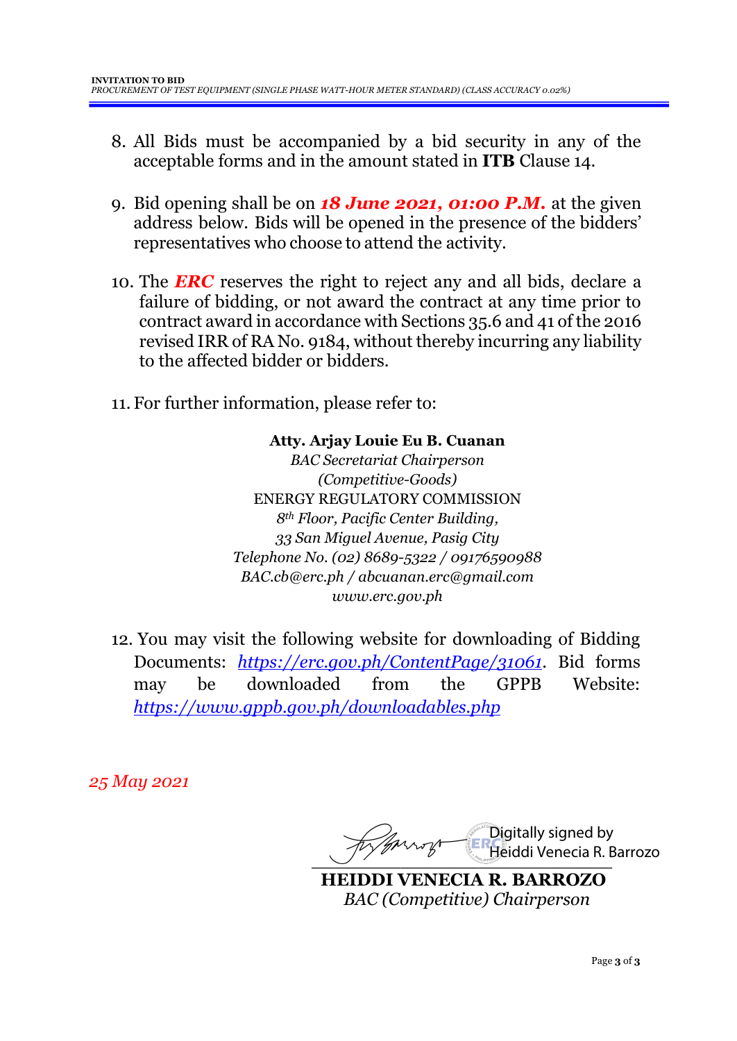8. All Bids must be accompanied by a bid security in any of the acceptable forms and in the amount stated in **ITB** Clause 14.

9. Bid opening shall be on ***18 June 2021, 01:00 P.M.*** at the given address below. Bids will be opened in the presence of the bidders' representatives who choose to attend the activity.

10. The ***ERC*** reserves the right to reject any and all bids, declare a failure of bidding, or not award the contract at any time prior to contract award in accordance with Sections 35.6 and 41 of the 2016 revised IRR of RA No. 9184, without thereby incurring any liability to the affected bidder or bidders.

11. For further information, please refer to:

**Atty. Arjay Louie Eu B. Cuanan**
*BAC Secretariat Chairperson*
*(Competitive-Goods)*
ENERGY REGULATORY COMMISSION
*8th Floor, Pacific Center Building,*
*33 San Miguel Avenue, Pasig City*
*Telephone No. (02) 8689-5322 / 09176590988*
*BAC.cb@erc.ph / abcuanan.erc@gmail.com*
*www.erc.gov.ph*

12. You may visit the following website for downloading of Bidding Documents: *https://erc.gov.ph/ContentPage/31061*. Bid forms may be downloaded from the GPPB Website: *https://www.gppb.gov.ph/downloadables.php*

*25 May 2021*

Digitally signed by Heiddi Venecia R. Barrozo

**HEIDDI VENECIA R. BARROZO**
*BAC (Competitive) Chairperson*